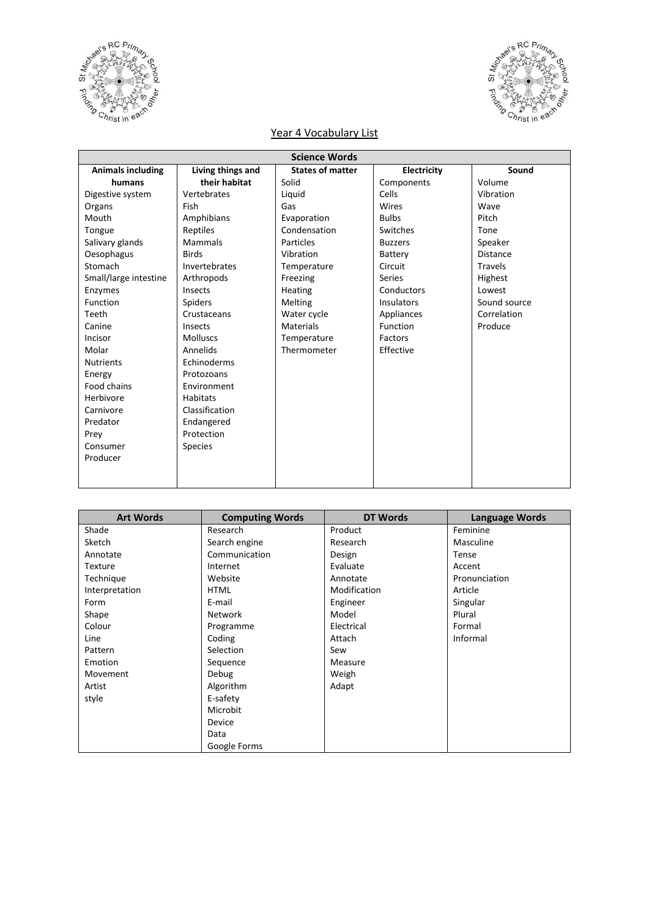## Year 4 Vocabulary List

| Science Words | | | | |
|---|---|---|---|---|
| **Animals including humans** | **Living things and their habitat** | **States of matter** | **Electricity** | **Sound** |
| Digestive system | Vertebrates | Solid | Components | Volume |
| Organs | Fish | Liquid | Cells | Vibration |
| Mouth | Amphibians | Gas | Wires | Wave |
| Tongue | Reptiles | Evaporation | Bulbs | Pitch |
| Salivary glands | Mammals | Condensation | Switches | Tone |
| Oesophagus | Birds | Particles | Buzzers | Speaker |
| Stomach | Invertebrates | Vibration | Battery | Distance |
| Small/large intestine | Arthropods | Temperature | Circuit | Travels |
| Enzymes | Insects | Freezing | Series | Highest |
| Function | Spiders | Heating | Conductors | Lowest |
| Teeth | Crustaceans | Melting | Insulators | Sound source |
| Canine | Insects | Water cycle | Appliances | Correlation |
| Incisor | Molluscs | Materials | Function | Produce |
| Molar | Annelids | Temperature | Factors | |
| Nutrients | Echinoderms | Thermometer | Effective | |
| Energy | Protozoans | | | |
| Food chains | Environment | | | |
| Herbivore | Habitats | | | |
| Carnivore | Classification | | | |
| Predator | Endangered | | | |
| Prey | Protection | | | |
| Consumer | Species | | | |
| Producer | | | | |

| Art Words | Computing Words | DT Words | Language Words |
|---|---|---|---|
| Shade | Research | Product | Feminine |
| Sketch | Search engine | Research | Masculine |
| Annotate | Communication | Design | Tense |
| Texture | Internet | Evaluate | Accent |
| Technique | Website | Annotate | Pronunciation |
| Interpretation | HTML | Modification | Article |
| Form | E-mail | Engineer | Singular |
| Shape | Network | Model | Plural |
| Colour | Programme | Electrical | Formal |
| Line | Coding | Attach | Informal |
| Pattern | Selection | Sew | |
| Emotion | Sequence | Measure | |
| Movement | Debug | Weigh | |
| Artist | Algorithm | Adapt | |
| style | E-safety | | |
| | Microbit | | |
| | Device | | |
| | Data | | |
| | Google Forms | | |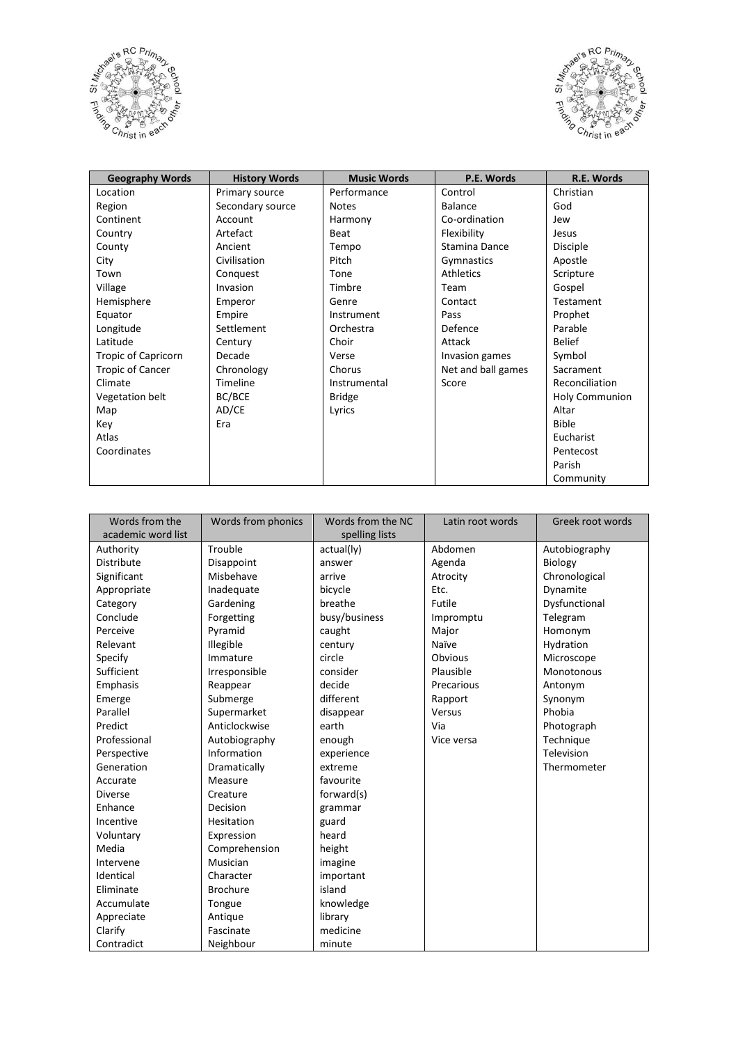| Geography Words | History Words | Music Words | P.E. Words | R.E. Words |
|---|---|---|---|---|
| Location | Primary source | Performance | Control | Christian |
| Region | Secondary source | Notes | Balance | God |
| Continent | Account | Harmony | Co-ordination | Jew |
| Country | Artefact | Beat | Flexibility | Jesus |
| County | Ancient | Tempo | Stamina Dance | Disciple |
| City | Civilisation | Pitch | Gymnastics | Apostle |
| Town | Conquest | Tone | Athletics | Scripture |
| Village | Invasion | Timbre | Team | Gospel |
| Hemisphere | Emperor | Genre | Contact | Testament |
| Equator | Empire | Instrument | Pass | Prophet |
| Longitude | Settlement | Orchestra | Defence | Parable |
| Latitude | Century | Choir | Attack | Belief |
| Tropic of Capricorn | Decade | Verse | Invasion games | Symbol |
| Tropic of Cancer | Chronology | Chorus | Net and ball games | Sacrament |
| Climate | Timeline | Instrumental | Score | Reconciliation |
| Vegetation belt | BC/BCE | Bridge | | Holy Communion |
| Map | AD/CE | Lyrics | | Altar |
| Key | Era | | | Bible |
| Atlas | | | | Eucharist |
| Coordinates | | | | Pentecost |
| | | | | Parish |
| | | | | Community |

| Words from the academic word list | Words from phonics | Words from the NC spelling lists | Latin root words | Greek root words |
|---|---|---|---|---|
| Authority | Trouble | actual(ly) | Abdomen | Autobiography |
| Distribute | Disappoint | answer | Agenda | Biology |
| Significant | Misbehave | arrive | Atrocity | Chronological |
| Appropriate | Inadequate | bicycle | Etc. | Dynamite |
| Category | Gardening | breathe | Futile | Dysfunctional |
| Conclude | Forgetting | busy/business | Impromptu | Telegram |
| Perceive | Pyramid | caught | Major | Homonym |
| Relevant | Illegible | century | Naïve | Hydration |
| Specify | Immature | circle | Obvious | Microscope |
| Sufficient | Irresponsible | consider | Plausible | Monotonous |
| Emphasis | Reappear | decide | Precarious | Antonym |
| Emerge | Submerge | different | Rapport | Synonym |
| Parallel | Supermarket | disappear | Versus | Phobia |
| Predict | Anticlockwise | earth | Via | Photograph |
| Professional | Autobiography | enough | Vice versa | Technique |
| Perspective | Information | experience | | Television |
| Generation | Dramatically | extreme | | Thermometer |
| Accurate | Measure | favourite | | |
| Diverse | Creature | forward(s) | | |
| Enhance | Decision | grammar | | |
| Incentive | Hesitation | guard | | |
| Voluntary | Expression | heard | | |
| Media | Comprehension | height | | |
| Intervene | Musician | imagine | | |
| Identical | Character | important | | |
| Eliminate | Brochure | island | | |
| Accumulate | Tongue | knowledge | | |
| Appreciate | Antique | library | | |
| Clarify | Fascinate | medicine | | |
| Contradict | Neighbour | minute | | |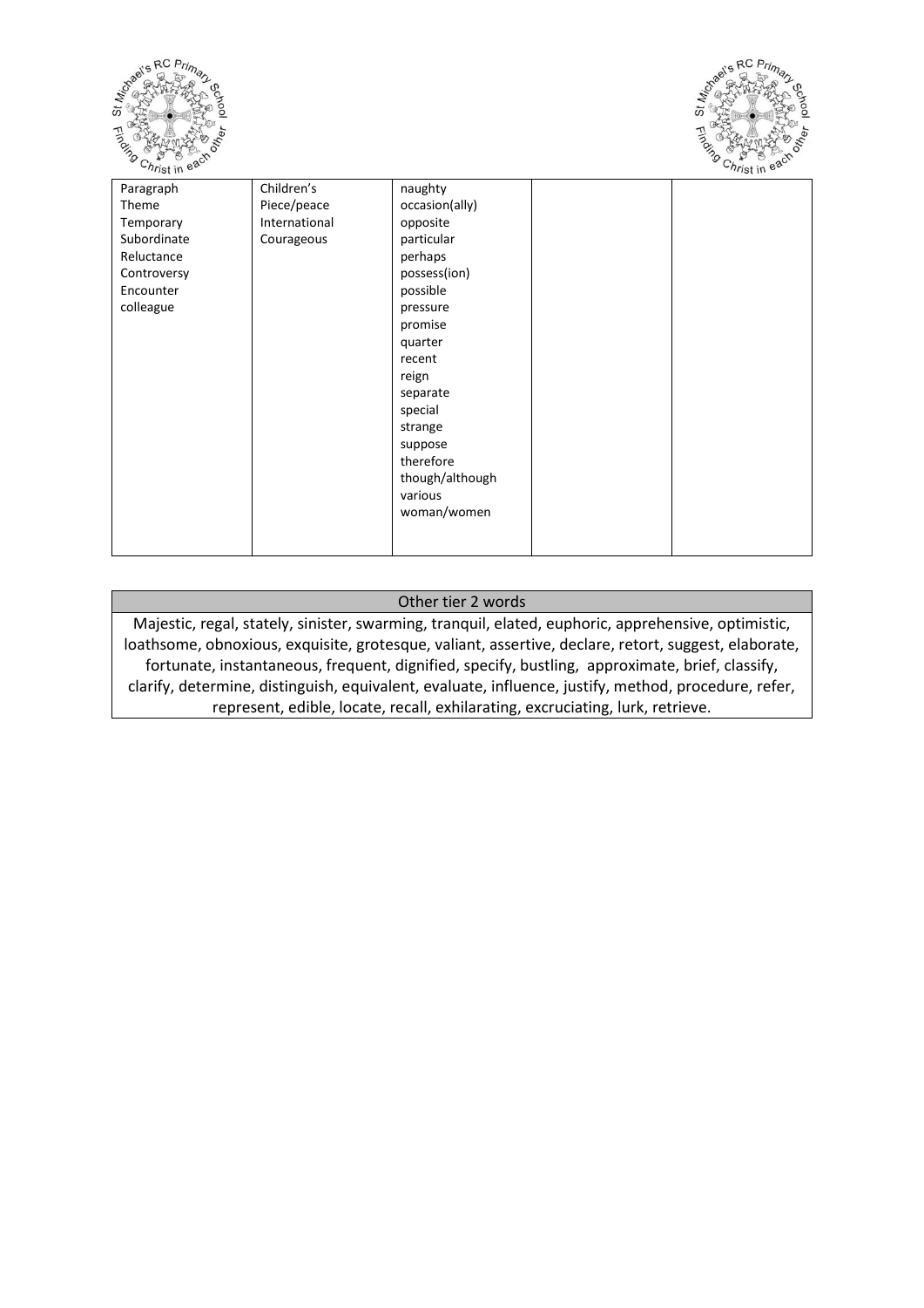| | | | | |
|---|---|---|---|---|
| Paragraph | Children's | naughty | | |
| Theme | Piece/peace | occasion(ally) | | |
| Temporary | International | opposite | | |
| Subordinate | Courageous | particular | | |
| Reluctance | | perhaps | | |
| Controversy | | possess(ion) | | |
| Encounter | | possible | | |
| colleague | | pressure | | |
| | | promise | | |
| | | quarter | | |
| | | recent | | |
| | | reign | | |
| | | separate | | |
| | | special | | |
| | | strange | | |
| | | suppose | | |
| | | therefore | | |
| | | though/although | | |
| | | various | | |
| | | woman/women | | |

| Other tier 2 words |
|---|
| Majestic, regal, stately, sinister, swarming, tranquil, elated, euphoric, apprehensive, optimistic, loathsome, obnoxious, exquisite, grotesque, valiant, assertive, declare, retort, suggest, elaborate, fortunate, instantaneous, frequent, dignified, specify, bustling, approximate, brief, classify, clarify, determine, distinguish, equivalent, evaluate, influence, justify, method, procedure, refer, represent, edible, locate, recall, exhilarating, excruciating, lurk, retrieve. |